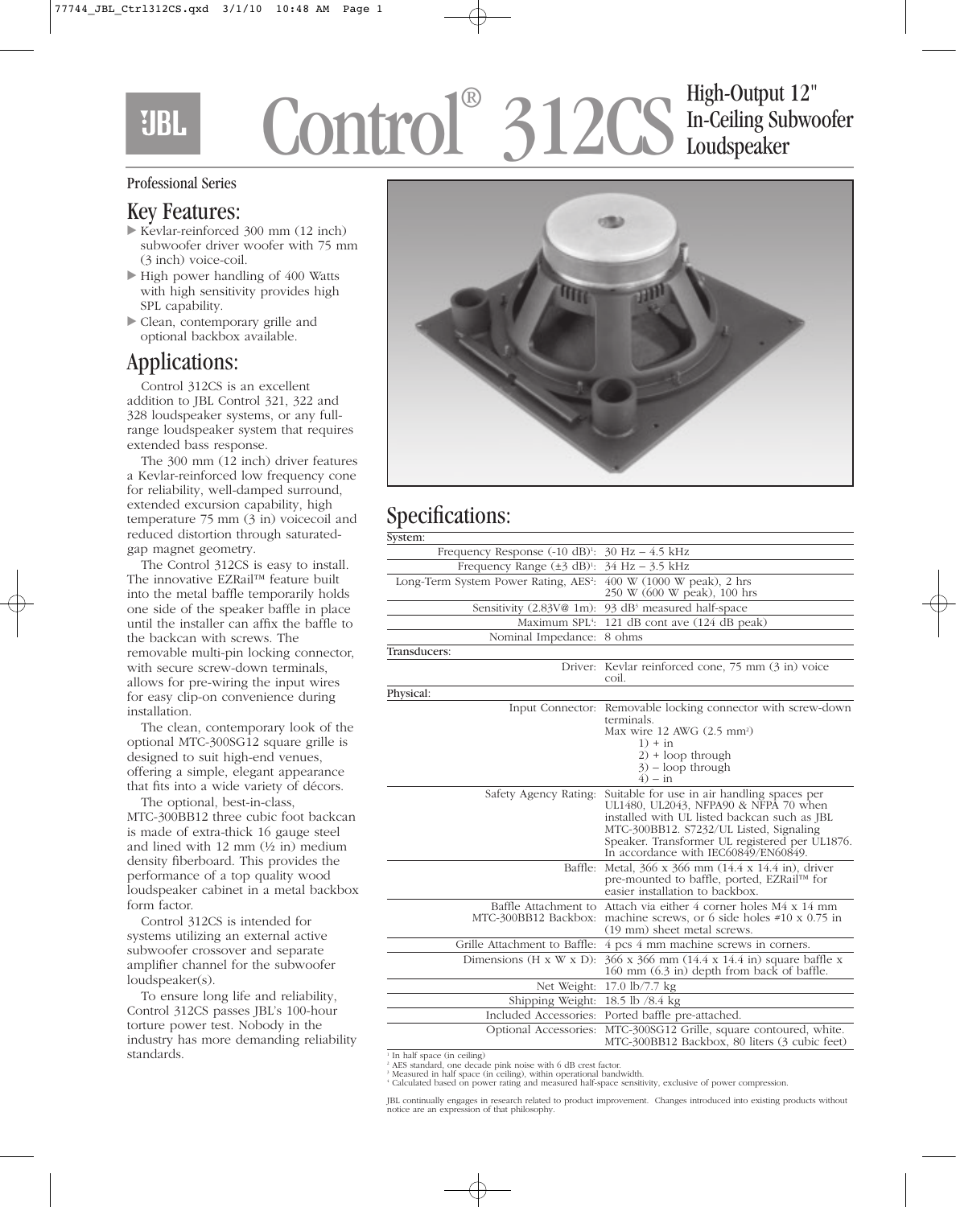# JBL Control® 312CS

## High-Output 12" In-Ceiling Subwoofer Loudspeaker

Professional Series

## Key Features:

- Kevlar-reinforced 300 mm (12 inch) subwoofer driver woofer with 75 mm (3 inch) voice-coil.
- High power handling of 400 Watts with high sensitivity provides high SPL capability.
- Clean, contemporary grille and optional backbox available.

## Applications:

Control 312CS is an excellent addition to JBL Control 321, 322 and 328 loudspeaker systems, or any full-range loudspeaker system that requires extended bass response.

The 300 mm (12 inch) driver features a Kevlar-reinforced low frequency cone for reliability, well-damped surround, extended excursion capability, high temperature 75 mm (3 in) voicecoil and reduced distortion through saturated-gap magnet geometry.

The Control 312CS is easy to install. The innovative EZRail™ feature built into the metal baffle temporarily holds one side of the speaker baffle in place until the installer can affix the baffle to the backcan with screws. The removable multi-pin locking connector, with secure screw-down terminals, allows for pre-wiring the input wires for easy clip-on convenience during installation.

The clean, contemporary look of the optional MTC-300SG12 square grille is designed to suit high-end venues, offering a simple, elegant appearance that fits into a wide variety of décors.

The optional, best-in-class, MTC-300BB12 three cubic foot backcan is made of extra-thick 16 gauge steel and lined with 12 mm (½ in) medium density fiberboard. This provides the performance of a top quality wood loudspeaker cabinet in a metal backbox form factor.

Control 312CS is intended for systems utilizing an external active subwoofer crossover and separate amplifier channel for the subwoofer loudspeaker(s).

To ensure long life and reliability, Control 312CS passes JBL's 100-hour torture power test. Nobody in the industry has more demanding reliability standards.

## Specifications:

| | |
|---|---|
| **System:** | |
| Frequency Response (-10 dB)[1]: | 30 Hz – 4.5 kHz |
| Frequency Range (±3 dB)[1]: | 34 Hz – 3.5 kHz |
| Long-Term System Power Rating, AES[2]: | 400 W (1000 W peak), 2 hrs<br>250 W (600 W peak), 100 hrs |
| Sensitivity (2.83V@ 1m): | 93 dB[3] measured half-space |
| Maximum SPL[4]: | 121 dB cont ave (124 dB peak) |
| Nominal Impedance: | 8 ohms |
| **Transducers:** | |
| Driver: | Kevlar reinforced cone, 75 mm (3 in) voice coil. |
| **Physical:** | |
| Input Connector: | Removable locking connector with screw-down terminals.<br>Max wire 12 AWG (2.5 mm²)<br>1) + in<br>2) + loop through<br>3) – loop through<br>4) – in |
| Safety Agency Rating: | Suitable for use in air handling spaces per UL1480, UL2043, NFPA90 & NFPA 70 when installed with UL listed backcan such as JBL MTC-300BB12. S7232/UL Listed, Signaling Speaker. Transformer UL registered per UL1876. In accordance with IEC60849/EN60849. |
| Baffle: | Metal, 366 x 366 mm (14.4 x 14.4 in), driver pre-mounted to baffle, ported, EZRail™ for easier installation to backbox. |
| Baffle Attachment to MTC-300BB12 Backbox: | Attach via either 4 corner holes M4 x 14 mm machine screws, or 6 side holes #10 x 0.75 in (19 mm) sheet metal screws. |
| Grille Attachment to Baffle: | 4 pcs 4 mm machine screws in corners. |
| Dimensions (H x W x D): | 366 x 366 mm (14.4 x 14.4 in) square baffle x 160 mm (6.3 in) depth from back of baffle. |
| Net Weight: | 17.0 lb/7.7 kg |
| Shipping Weight: | 18.5 lb /8.4 kg |
| Included Accessories: | Ported baffle pre-attached. |
| Optional Accessories: | MTC-300SG12 Grille, square contoured, white.<br>MTC-300BB12 Backbox, 80 liters (3 cubic feet) |

[1] In half space (in ceiling)
[2] AES standard, one decade pink noise with 6 dB crest factor.
[3] Measured in half space (in ceiling), within operational bandwidth.
[4] Calculated based on power rating and measured half-space sensitivity, exclusive of power compression.

JBL continually engages in research related to product improvement. Changes introduced into existing products without notice are an expression of that philosophy.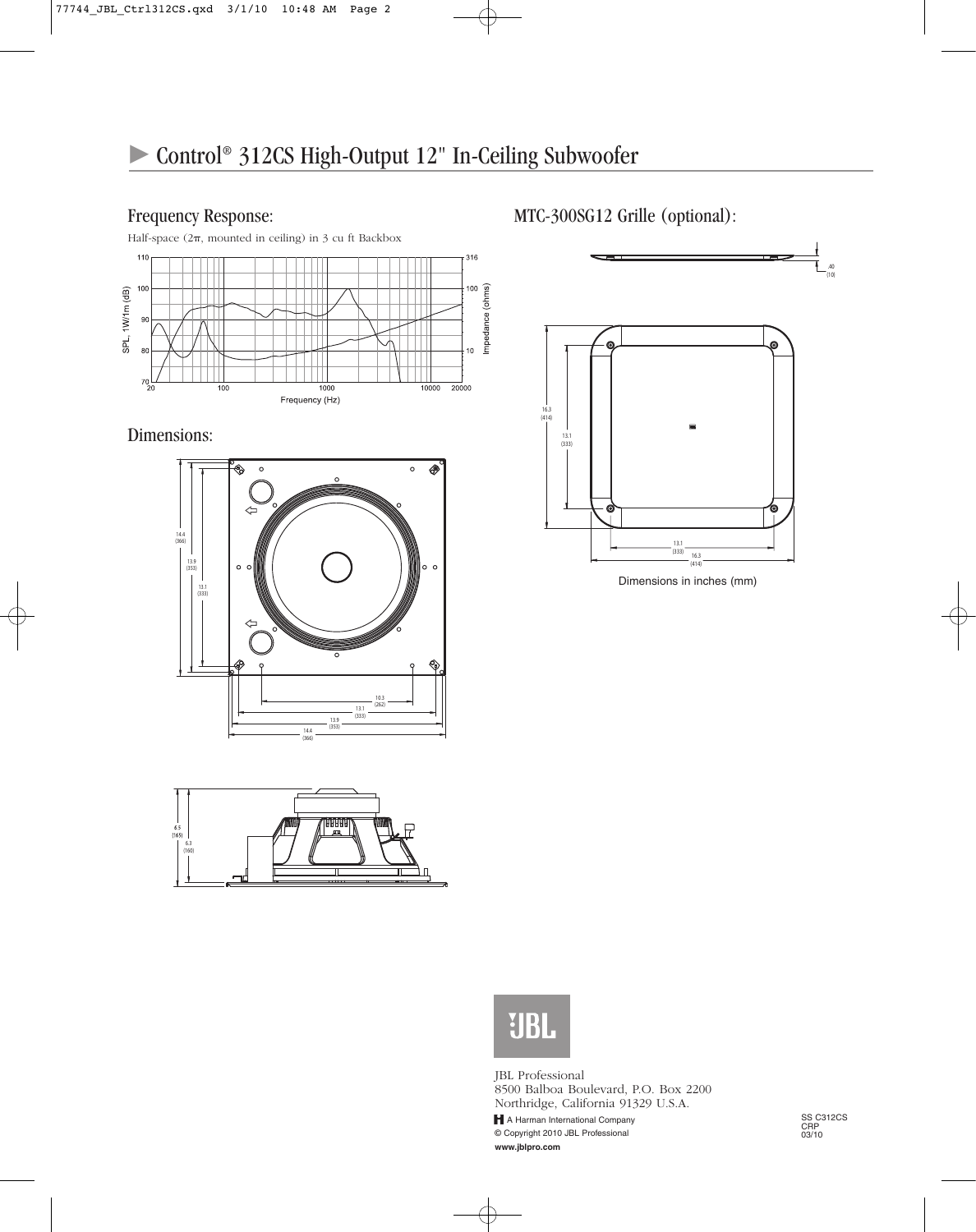# ▶ Control® 312CS High-Output 12" In-Ceiling Subwoofer

## Frequency Response:

Half-space (2π, mounted in ceiling) in 3 cu ft Backbox

110
100
90
80
70
SPL, 1W/1m (dB)
316
100
10
Impedance (ohms)
20
100
1000
10000
20000
Frequency (Hz)

## Dimensions:

14.4 (366)
13.9 (353)
13.1 (333)
10.3 (262)
13.1 (333)
13.9 (353)
14.4 (366)

6.5 (165)
6.3 (160)

## MTC-300SG12 Grille (optional):

.40 (10)
16.3 (414)
13.1 (333)
13.1 (333)
16.3 (414)

Dimensions in inches (mm)

JBL Professional
8500 Balboa Boulevard, P.O. Box 2200
Northridge, California 91329 U.S.A.

A Harman International Company
© Copyright 2010 JBL Professional
www.jblpro.com

SS C312CS
CRP
03/10